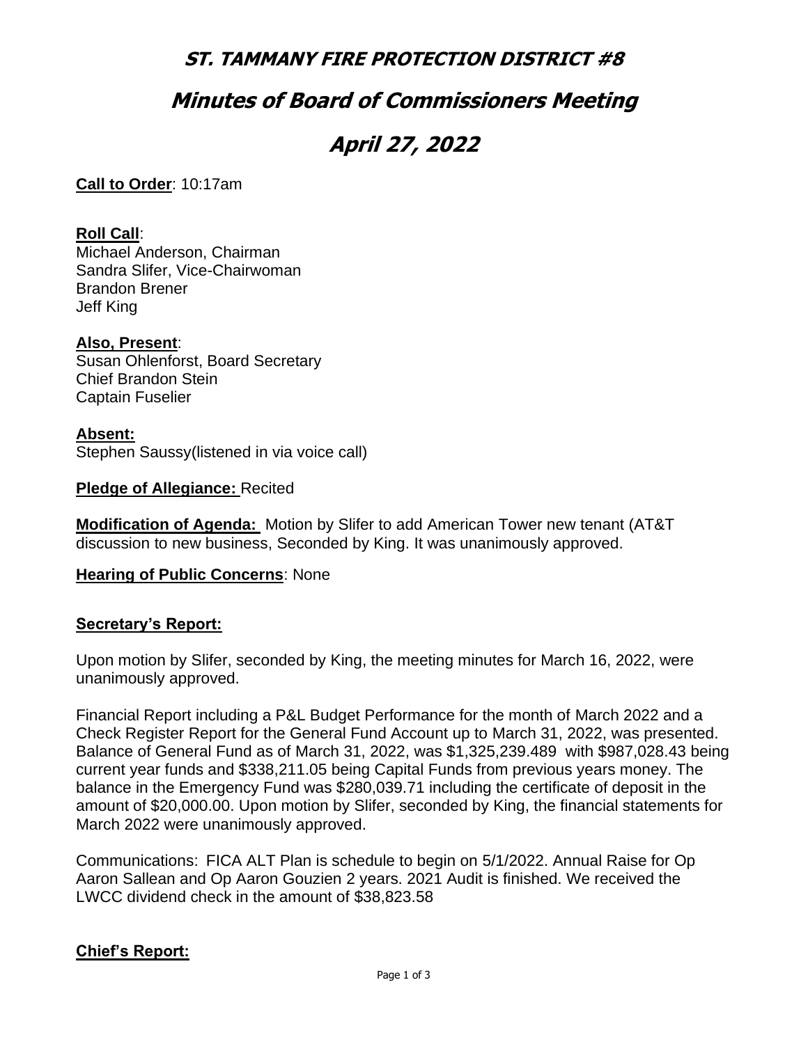# ST. TAMMANY FIRE PROTECTION DISTRICT #8

# Minutes of Board of Commissioners Meeting

# April 27, 2022

**Call to Order**: 10:17am

**Roll Call**:
Michael Anderson, Chairman
Sandra Slifer, Vice-Chairwoman
Brandon Brener
Jeff King

**Also, Present**:
Susan Ohlenforst, Board Secretary
Chief Brandon Stein
Captain Fuselier

**Absent:**
Stephen Saussy(listened in via voice call)

**Pledge of Allegiance:** Recited

**Modification of Agenda:** Motion by Slifer to add American Tower new tenant (AT&T discussion to new business, Seconded by King. It was unanimously approved.

**Hearing of Public Concerns**: None

**Secretary's Report:**

Upon motion by Slifer, seconded by King, the meeting minutes for March 16, 2022, were unanimously approved.

Financial Report including a P&L Budget Performance for the month of March 2022 and a Check Register Report for the General Fund Account up to March 31, 2022, was presented. Balance of General Fund as of March 31, 2022, was $1,325,239.489 with $987,028.43 being current year funds and $338,211.05 being Capital Funds from previous years money. The balance in the Emergency Fund was $280,039.71 including the certificate of deposit in the amount of $20,000.00. Upon motion by Slifer, seconded by King, the financial statements for March 2022 were unanimously approved.

Communications: FICA ALT Plan is schedule to begin on 5/1/2022. Annual Raise for Op Aaron Sallean and Op Aaron Gouzien 2 years. 2021 Audit is finished. We received the LWCC dividend check in the amount of $38,823.58

**Chief's Report:**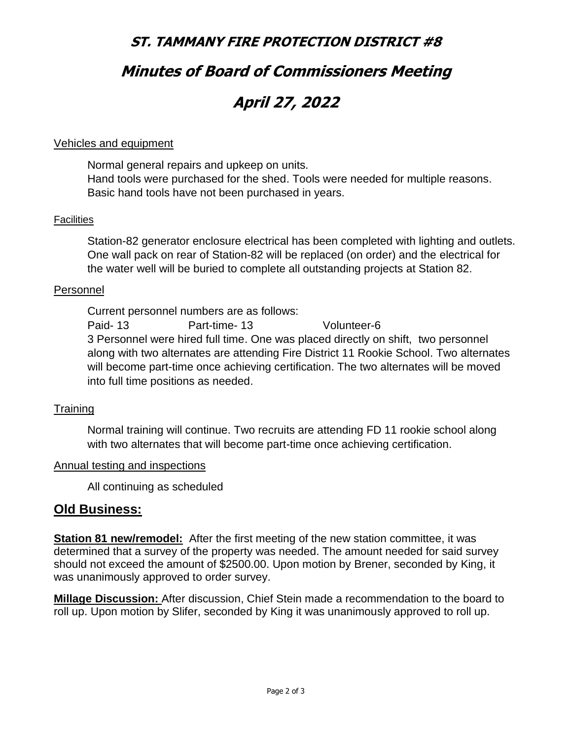# ST. TAMMANY FIRE PROTECTION DISTRICT #8

# Minutes of Board of Commissioners Meeting

# April 27, 2022

Vehicles and equipment

Normal general repairs and upkeep on units.
Hand tools were purchased for the shed. Tools were needed for multiple reasons. Basic hand tools have not been purchased in years.

Facilities

Station-82 generator enclosure electrical has been completed with lighting and outlets. One wall pack on rear of Station-82 will be replaced (on order) and the electrical for the water well will be buried to complete all outstanding projects at Station 82.

Personnel

Current personnel numbers are as follows:
Paid- 13 Part-time- 13 Volunteer-6
3 Personnel were hired full time. One was placed directly on shift, two personnel along with two alternates are attending Fire District 11 Rookie School. Two alternates will become part-time once achieving certification. The two alternates will be moved into full time positions as needed.

Training

Normal training will continue. Two recruits are attending FD 11 rookie school along with two alternates that will become part-time once achieving certification.

Annual testing and inspections

All continuing as scheduled

## Old Business:

**Station 81 new/remodel:** After the first meeting of the new station committee, it was determined that a survey of the property was needed. The amount needed for said survey should not exceed the amount of $2500.00. Upon motion by Brener, seconded by King, it was unanimously approved to order survey.

**Millage Discussion:** After discussion, Chief Stein made a recommendation to the board to roll up. Upon motion by Slifer, seconded by King it was unanimously approved to roll up.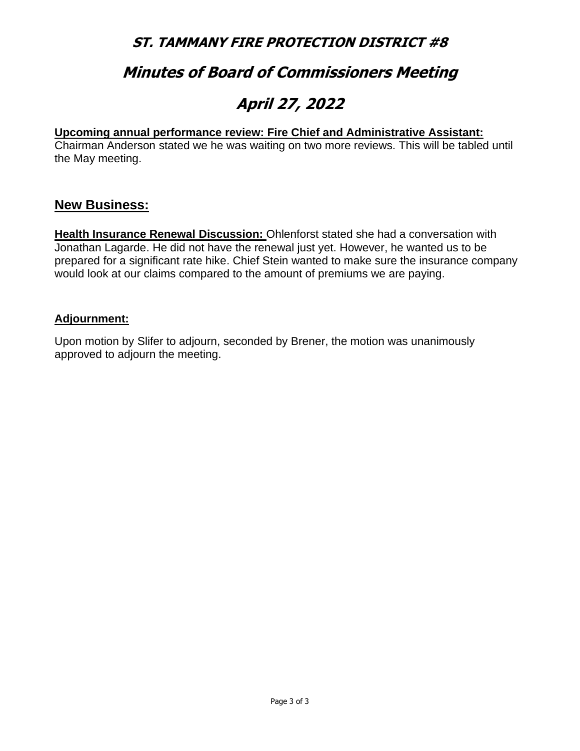# ST. TAMMANY FIRE PROTECTION DISTRICT #8

# Minutes of Board of Commissioners Meeting

# April 27, 2022

**Upcoming annual performance review: Fire Chief and Administrative Assistant:**
Chairman Anderson stated we he was waiting on two more reviews. This will be tabled until the May meeting.

## New Business:

**Health Insurance Renewal Discussion:** Ohlenforst stated she had a conversation with Jonathan Lagarde. He did not have the renewal just yet. However, he wanted us to be prepared for a significant rate hike. Chief Stein wanted to make sure the insurance company would look at our claims compared to the amount of premiums we are paying.

**Adjournment:**

Upon motion by Slifer to adjourn, seconded by Brener, the motion was unanimously approved to adjourn the meeting.